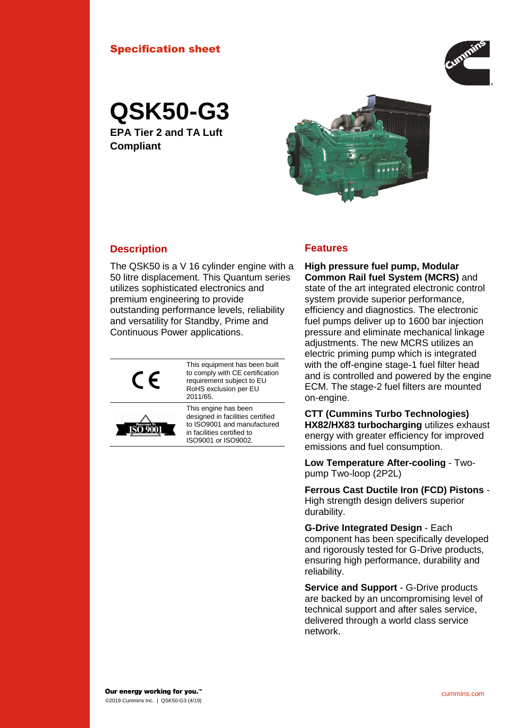Specification sheet

# QSK50-G3

**EPA Tier 2 and TA Luft Compliant**

## Description

The QSK50 is a V 16 cylinder engine with a 50 litre displacement. This Quantum series utilizes sophisticated electronics and premium engineering to provide outstanding performance levels, reliability and versatility for Standby, Prime and Continuous Power applications.

| | |
|---|---|
| CE | This equipment has been built to comply with CE certification requirement subject to EU RoHS exclusion per EU 2011/65. |
| ISO 9001 | This engine has been designed in facilities certified to ISO9001 and manufactured in facilities certified to ISO9001 or ISO9002. |

## Features

**High pressure fuel pump, Modular Common Rail fuel System (MCRS)** and state of the art integrated electronic control system provide superior performance, efficiency and diagnostics. The electronic fuel pumps deliver up to 1600 bar injection pressure and eliminate mechanical linkage adjustments. The new MCRS utilizes an electric priming pump which is integrated with the off-engine stage-1 fuel filter head and is controlled and powered by the engine ECM. The stage-2 fuel filters are mounted on-engine.

**CTT (Cummins Turbo Technologies) HX82/HX83 turbocharging** utilizes exhaust energy with greater efficiency for improved emissions and fuel consumption.

**Low Temperature After-cooling** - Two-pump Two-loop (2P2L)

**Ferrous Cast Ductile Iron (FCD) Pistons** - High strength design delivers superior durability.

**G-Drive Integrated Design** - Each component has been specifically developed and rigorously tested for G-Drive products, ensuring high performance, durability and reliability.

**Service and Support** - G-Drive products are backed by an uncompromising level of technical support and after sales service, delivered through a world class service network.

**Our energy working for you.™**

©2019 Cummins Inc. | QSK50-G3 (4/19)

cummins.com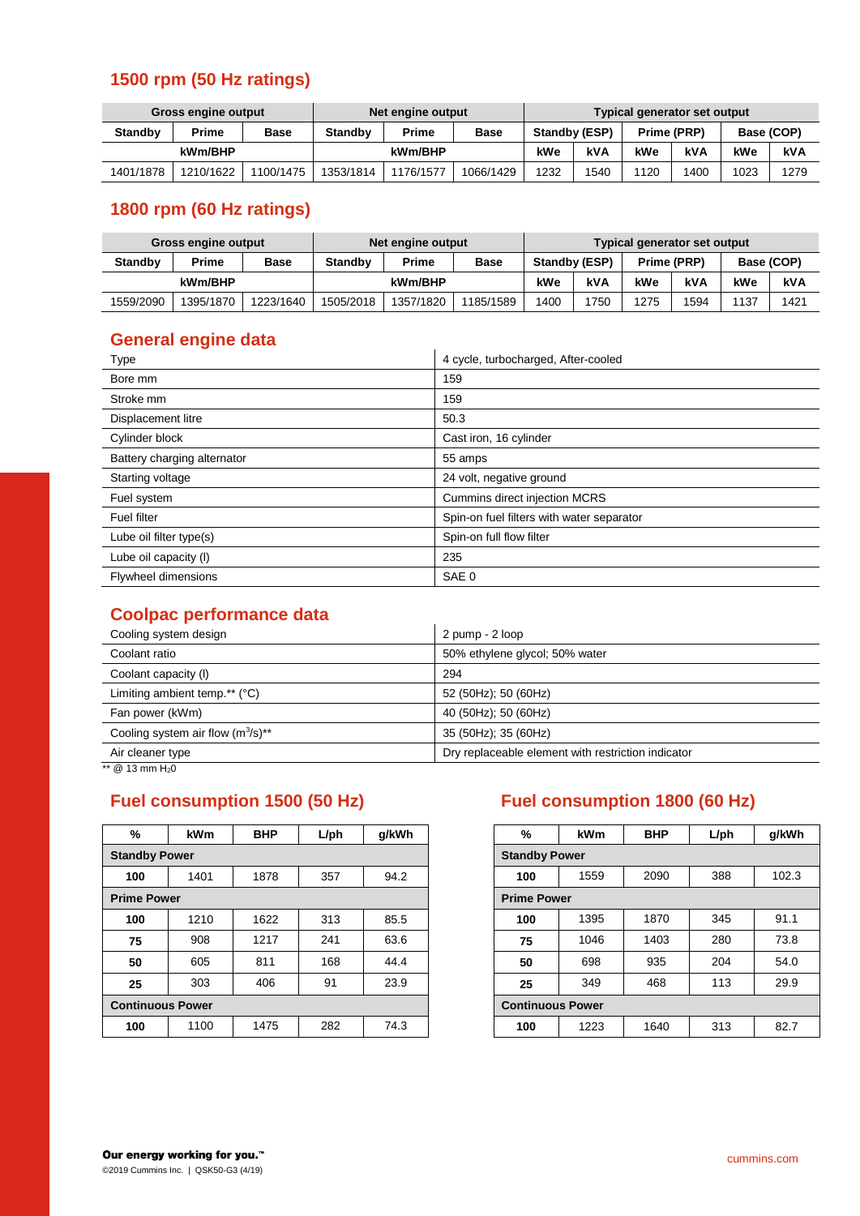## 1500 rpm (50 Hz ratings)

| Gross engine output | | | Net engine output | | | Typical generator set output | | | | | |
|---|---|---|---|---|---|---|---|---|---|---|---|
| Standby | Prime | Base | Standby | Prime | Base | Standby (ESP) | | Prime (PRP) | | Base (COP) | |
| kWm/BHP | | | kWm/BHP | | | kWe | kVA | kWe | kVA | kWe | kVA |
| 1401/1878 | 1210/1622 | 1100/1475 | 1353/1814 | 1176/1577 | 1066/1429 | 1232 | 1540 | 1120 | 1400 | 1023 | 1279 |

## 1800 rpm (60 Hz ratings)

| Gross engine output | | | Net engine output | | | Typical generator set output | | | | | |
|---|---|---|---|---|---|---|---|---|---|---|---|
| Standby | Prime | Base | Standby | Prime | Base | Standby (ESP) | | Prime (PRP) | | Base (COP) | |
| kWm/BHP | | | kWm/BHP | | | kWe | kVA | kWe | kVA | kWe | kVA |
| 1559/2090 | 1395/1870 | 1223/1640 | 1505/2018 | 1357/1820 | 1185/1589 | 1400 | 1750 | 1275 | 1594 | 1137 | 1421 |

## General engine data

| | |
|---|---|
| Type | 4 cycle, turbocharged, After-cooled |
| Bore mm | 159 |
| Stroke mm | 159 |
| Displacement litre | 50.3 |
| Cylinder block | Cast iron, 16 cylinder |
| Battery charging alternator | 55 amps |
| Starting voltage | 24 volt, negative ground |
| Fuel system | Cummins direct injection MCRS |
| Fuel filter | Spin-on fuel filters with water separator |
| Lube oil filter type(s) | Spin-on full flow filter |
| Lube oil capacity (l) | 235 |
| Flywheel dimensions | SAE 0 |

## Coolpac performance data

| | |
|---|---|
| Cooling system design | 2 pump - 2 loop |
| Coolant ratio | 50% ethylene glycol; 50% water |
| Coolant capacity (l) | 294 |
| Limiting ambient temp.** (°C) | 52 (50Hz); 50 (60Hz) |
| Fan power (kWm) | 40 (50Hz); 50 (60Hz) |
| Cooling system air flow ($m^3$/s)** | 35 (50Hz); 35 (60Hz) |
| Air cleaner type | Dry replaceable element with restriction indicator |

** @ 13 mm $H_2O$

## Fuel consumption 1500 (50 Hz)

| % | kWm | BHP | L/ph | g/kWh |
|---|---|---|---|---|
| **Standby Power** | | | | |
| 100 | 1401 | 1878 | 357 | 94.2 |
| **Prime Power** | | | | |
| 100 | 1210 | 1622 | 313 | 85.5 |
| 75 | 908 | 1217 | 241 | 63.6 |
| 50 | 605 | 811 | 168 | 44.4 |
| 25 | 303 | 406 | 91 | 23.9 |
| **Continuous Power** | | | | |
| 100 | 1100 | 1475 | 282 | 74.3 |

## Fuel consumption 1800 (60 Hz)

| % | kWm | BHP | L/ph | g/kWh |
|---|---|---|---|---|
| **Standby Power** | | | | |
| 100 | 1559 | 2090 | 388 | 102.3 |
| **Prime Power** | | | | |
| 100 | 1395 | 1870 | 345 | 91.1 |
| 75 | 1046 | 1403 | 280 | 73.8 |
| 50 | 698 | 935 | 204 | 54.0 |
| 25 | 349 | 468 | 113 | 29.9 |
| **Continuous Power** | | | | |
| 100 | 1223 | 1640 | 313 | 82.7 |

**Our energy working for you.™**

©2019 Cummins Inc. | QSK50-G3 (4/19)

cummins.com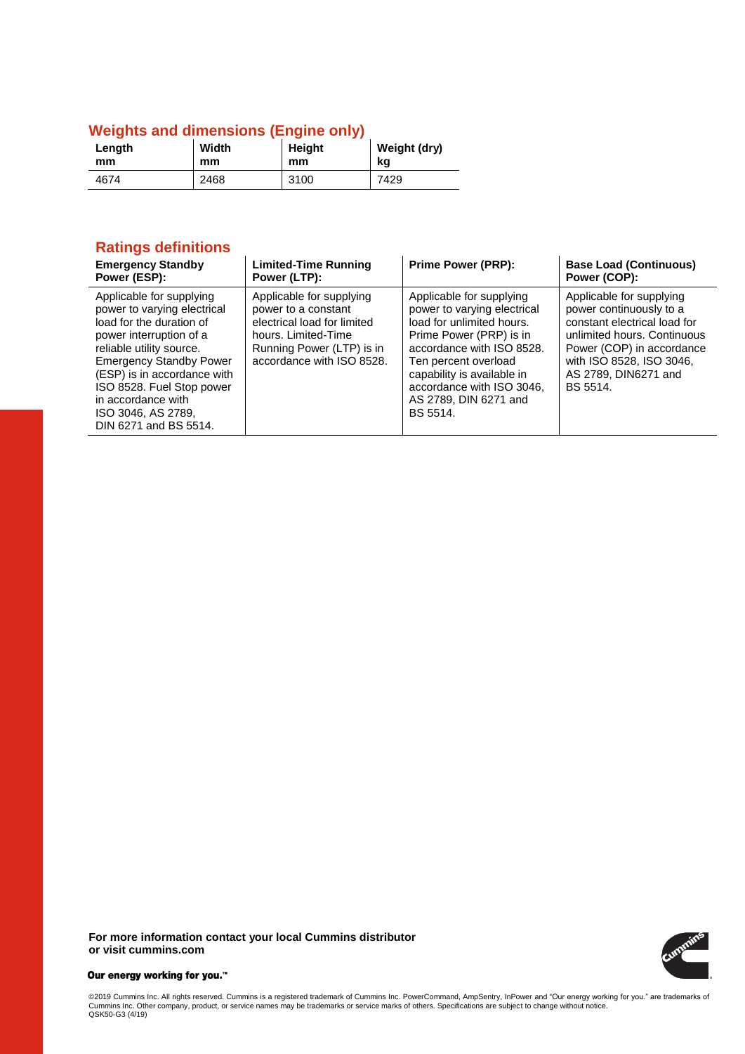## Weights and dimensions (Engine only)

| Length mm | Width mm | Height mm | Weight (dry) kg |
|---|---|---|---|
| 4674 | 2468 | 3100 | 7429 |

## Ratings definitions

| Emergency Standby Power (ESP): | Limited-Time Running Power (LTP): | Prime Power (PRP): | Base Load (Continuous) Power (COP): |
|---|---|---|---|
| Applicable for supplying power to varying electrical load for the duration of power interruption of a reliable utility source. Emergency Standby Power (ESP) is in accordance with ISO 8528. Fuel Stop power in accordance with ISO 3046, AS 2789, DIN 6271 and BS 5514. | Applicable for supplying power to a constant electrical load for limited hours. Limited-Time Running Power (LTP) is in accordance with ISO 8528. | Applicable for supplying power to varying electrical load for unlimited hours. Prime Power (PRP) is in accordance with ISO 8528. Ten percent overload capability is available in accordance with ISO 3046, AS 2789, DIN 6271 and BS 5514. | Applicable for supplying power continuously to a constant electrical load for unlimited hours. Continuous Power (COP) in accordance with ISO 8528, ISO 3046, AS 2789, DIN6271 and BS 5514. |

**For more information contact your local Cummins distributor or visit cummins.com**

**Our energy working for you.™**

©2019 Cummins Inc. All rights reserved. Cummins is a registered trademark of Cummins Inc. PowerCommand, AmpSentry, InPower and "Our energy working for you." are trademarks of Cummins Inc. Other company, product, or service names may be trademarks or service marks of others. Specifications are subject to change without notice.
QSK50-G3 (4/19)